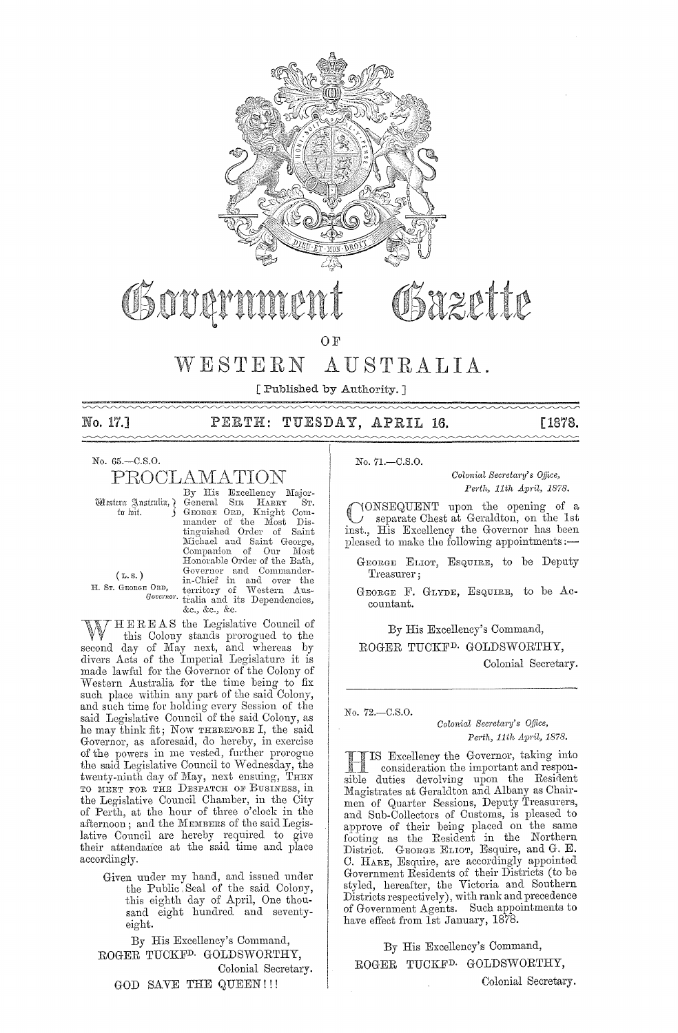# Government Gazette

OF

# WESTERN AUSTRALIA.

[ Published by Authority. ]

**No. 17.] PERTH: TUESDAY, APRIL 16. [1878.**

No. 65.—C.S.O.

## PROCLAMATION

Western Australia, to wit.

(L.S.)
H. St. George Ord, Governor.

By His Excellency Major-General Sir Harry St. George Ord, Knight Commander of the Most Distinguished Order of Saint Michael and Saint George, Companion of Our Most Honorable Order of the Bath, Governor and Commander-in-Chief in and over the territory of Western Australia and its Dependencies, &c., &c., &c.

WHEREAS the Legislative Council of this Colony stands prorogued to the second day of May next, and whereas by divers Acts of the Imperial Legislature it is made lawful for the Governor of the Colony of Western Australia for the time being to fix such place within any part of the said Colony, and such time for holding every Session of the said Legislative Council of the said Colony, as he may think fit; Now therefore I, the said Governor, as aforesaid, do hereby, in exercise of the powers in me vested, further prorogue the said Legislative Council to Wednesday, the twenty-ninth day of May, next ensuing, Then to meet for the Despatch of Business, in the Legislative Council Chamber, in the City of Perth, at the hour of three o'clock in the afternoon; and the Members of the said Legislative Council are hereby required to give their attendance at the said time and place accordingly.

Given under my hand, and issued under the Public Seal of the said Colony, this eighth day of April, One thousand eight hundred and seventy-eight.

By His Excellency's Command,
ROGER TUCKFD. GOLDSWORTHY,
Colonial Secretary.

GOD SAVE THE QUEEN!!!

---

No. 71.—C.S.O.

*Colonial Secretary's Office,*
*Perth, 11th April, 1878.*

CONSEQUENT upon the opening of a separate Chest at Geraldton, on the 1st inst., His Excellency the Governor has been pleased to make the following appointments:—

George Eliot, Esquire, to be Deputy Treasurer;

George F. Glyde, Esquire, to be Accountant.

By His Excellency's Command,
ROGER TUCKFD. GOLDSWORTHY,
Colonial Secretary.

---

No. 72.—C.S.O.

*Colonial Secretary's Office,*
*Perth, 11th April, 1878.*

HIS Excellency the Governor, taking into consideration the important and responsible duties devolving upon the Resident Magistrates at Geraldton and Albany as Chairmen of Quarter Sessions, Deputy Treasurers, and Sub-Collectors of Customs, is pleased to approve of their being placed on the same footing as the Resident in the Northern District. George Eliot, Esquire, and G. E. C. Hare, Esquire, are accordingly appointed Government Residents of their Districts (to be styled, hereafter, the Victoria and Southern Districts respectively), with rank and precedence of Government Agents. Such appointments to have effect from 1st January, 1878.

By His Excellency's Command,
ROGER TUCKFD. GOLDSWORTHY,
Colonial Secretary.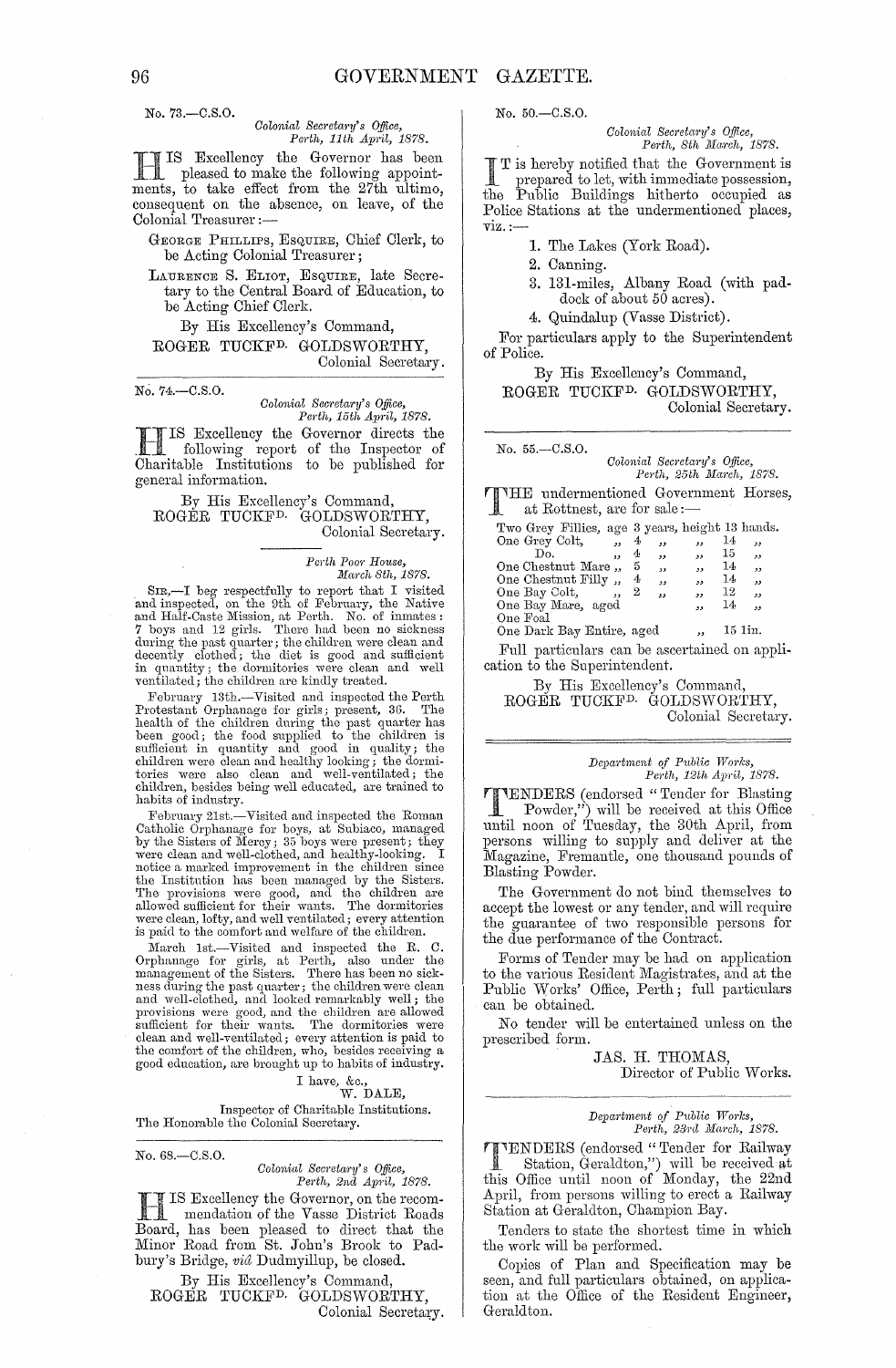No. 73.—C.S.O.

*Colonial Secretary's Office,*
*Perth, 11th April, 1878.*

HIS Excellency the Governor has been pleased to make the following appointments, to take effect from the 27th ultimo, consequent on the absence, on leave, of the Colonial Treasurer:—

GEORGE PHILLIPS, ESQUIRE, Chief Clerk, to be Acting Colonial Treasurer;

LAURENCE S. ELIOT, ESQUIRE, late Secretary to the Central Board of Education, to be Acting Chief Clerk.

By His Excellency's Command,
ROGER TUCKFD. GOLDSWORTHY,
Colonial Secretary.

---

No. 74.—C.S.O.

*Colonial Secretary's Office,*
*Perth, 15th April, 1878.*

HIS Excellency the Governor directs the following report of the Inspector of Charitable Institutions to be published for general information.

By His Excellency's Command,
ROGER TUCKFD. GOLDSWORTHY,
Colonial Secretary.

*Perth Poor House,*
*March 8th, 1878.*

SIR,—I beg respectfully to report that I visited and inspected, on the 9th of February, the Native and Half-Caste Mission, at Perth. No. of inmates: 7 boys and 12 girls. There had been no sickness during the past quarter; the children were clean and decently clothed; the diet is good and sufficient in quantity; the dormitories were clean and well ventilated; the children are kindly treated.

February 13th.—Visited and inspected the Perth Protestant Orphanage for girls; present, 36. The health of the children during the past quarter has been good; the food supplied to the children is sufficient in quantity and good in quality; the children were clean and healthy looking; the dormitories were also clean and well-ventilated; the children, besides being well educated, are trained to habits of industry.

February 21st.—Visited and inspected the Roman Catholic Orphanage for boys, at Subiaco, managed by the Sisters of Mercy; 35 boys were present; they were clean and well-clothed, and healthy-looking. I notice a marked improvement in the children since the Institution has been managed by the Sisters. The provisions were good, and the children are allowed sufficient for their wants. The dormitories were clean, lofty, and well ventilated; every attention is paid to the comfort and welfare of the children.

March 1st.—Visited and inspected the R. C. Orphanage for girls, at Perth, also under the management of the Sisters. There has been no sickness during the past quarter; the children were clean and well-clothed, and looked remarkably well; the provisions were good, and the children are allowed sufficient for their wants. The dormitories were clean and well-ventilated; every attention is paid to the comfort of the children, who, besides receiving a good education, are brought up to habits of industry.

I have, &c.,
W. DALE,
Inspector of Charitable Institutions.

The Honorable the Colonial Secretary.

---

No. 68.—C.S.O.

*Colonial Secretary's Office,*
*Perth, 2nd April, 1878.*

HIS Excellency the Governor, on the recommendation of the Vasse District Roads Board, has been pleased to direct that the Minor Road from St. John's Brook to Padbury's Bridge, *viâ* Dudmyillup, be closed.

By His Excellency's Command,
ROGER TUCKFD. GOLDSWORTHY,
Colonial Secretary.

---

No. 50.—C.S.O.

*Colonial Secretary's Office,*
*Perth, 8th March, 1878.*

IT is hereby notified that the Government is prepared to let, with immediate possession, the Public Buildings hitherto occupied as Police Stations at the undermentioned places, viz.:—

1. The Lakes (York Road).
2. Canning.
3. 131-miles, Albany Road (with paddock of about 50 acres).
4. Quindalup (Vasse District).

For particulars apply to the Superintendent of Police.

By His Excellency's Command,
ROGER TUCKFD. GOLDSWORTHY,
Colonial Secretary.

---

No. 55.—C.S.O.

*Colonial Secretary's Office,*
*Perth, 25th March, 1878.*

THE undermentioned Government Horses, at Rottnest, are for sale:—

| | | | |
|---|---|---|---|
| Two Grey Fillies, | age 3 years, | height | 13 hands. |
| One Grey Colt, | ,, 4 ,, | ,, | 14 ,, |
| Do. | ,, 4 ,, | ,, | 15 ,, |
| One Chestnut Mare | ,, 5 ,, | ,, | 14 ,, |
| One Chestnut Filly | ,, 4 ,, | ,, | 14 ,, |
| One Bay Colt, | ,, 2 ,, | ,, | 12 ,, |
| One Bay Mare, | aged | ,, | 14 ,, |
| One Foal | | | |
| One Dark Bay Entire, | aged | ,, | 15 1in. |

Full particulars can be ascertained on application to the Superintendent.

By His Excellency's Command,
ROGER TUCKFD. GOLDSWORTHY,
Colonial Secretary.

---

*Department of Public Works,*
*Perth, 12th April, 1878.*

TENDERS (endorsed "Tender for Blasting Powder,") will be received at this Office until noon of Tuesday, the 30th April, from persons willing to supply and deliver at the Magazine, Fremantle, one thousand pounds of Blasting Powder.

The Government do not bind themselves to accept the lowest or any tender, and will require the guarantee of two responsible persons for the due performance of the Contract.

Forms of Tender may be had on application to the various Resident Magistrates, and at the Public Works' Office, Perth; full particulars can be obtained.

No tender will be entertained unless on the prescribed form.

JAS. H. THOMAS,
Director of Public Works.

---

*Department of Public Works,*
*Perth, 23rd March, 1878.*

TENDERS (endorsed "Tender for Railway Station, Geraldton,") will be received at this Office until noon of Monday, the 22nd April, from persons willing to erect a Railway Station at Geraldton, Champion Bay.

Tenders to state the shortest time in which the work will be performed.

Copies of Plan and Specification may be seen, and full particulars obtained, on application at the Office of the Resident Engineer, Geraldton.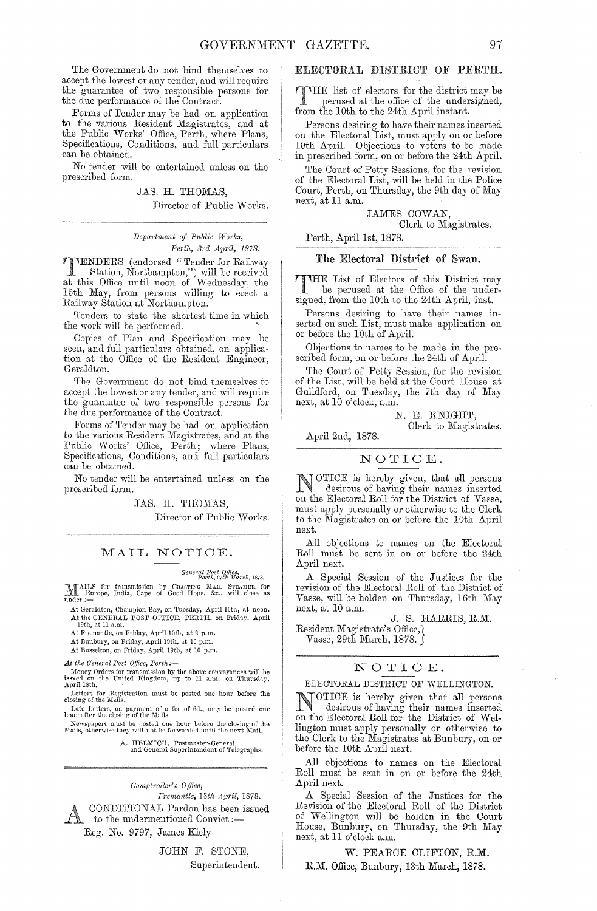The Government do not bind themselves to accept the lowest or any tender, and will require the guarantee of two responsible persons for the due performance of the Contract.

Forms of Tender may be had on application to the various Resident Magistrates, and at the Public Works' Office, Perth, where Plans, Specifications, Conditions, and full particulars can be obtained.

No tender will be entertained unless on the prescribed form.

JAS. H. THOMAS,
Director of Public Works.

---

*Department of Public Works,*
*Perth, 3rd April, 1878.*

TENDERS (endorsed "Tender for Railway Station, Northampton,") will be received at this Office until noon of Wednesday, the 15th May, from persons willing to erect a Railway Station at Northampton.

Tenders to state the shortest time in which the work will be performed.

Copies of Plan and Specification may be seen, and full particulars obtained, on application at the Office of the Resident Engineer, Geraldton.

The Government do not bind themselves to accept the lowest or any tender, and will require the guarantee of two responsible persons for the due performance of the Contract.

Forms of Tender may be had on application to the various Resident Magistrates, and at the Public Works' Office, Perth; where Plans, Specifications, Conditions, and full particulars can be obtained.

No tender will be entertained unless on the prescribed form.

JAS. H. THOMAS,
Director of Public Works.

---

## MAIL NOTICE.

*General Post Office,*
*Perth, 27th March, 1878.*

MAILS for transmission by COASTING MAIL STEAMER for Europe, India, Cape of Good Hope, &c., will close as under:—

At Geraldton, Champion Bay, on Tuesday, April 16th, at noon.
At the GENERAL POST OFFICE, PERTH, on Friday, April 19th, at 11 a.m.
At Fremantle, on Friday, April 19th, at 2 p.m.
At Bunbury, on Friday, April 19th, at 10 p.m.
At Busselton, on Friday, April 19th, at 10 p.m.

*At the General Post Office, Perth:—*

Money Orders for transmission by the above conveyances will be issued on the United Kingdom, up to 11 a.m. on Thursday, April 18th.

Letters for Registration must be posted one hour before the closing of the Mails.

Late Letters, on payment of a fee of 6d., may be posted one hour after the closing of the Mails.

Newspapers must be posted one hour before the closing of the Mails, otherwise they will not be forwarded until the next Mail.

A. HELMICH, Postmaster-General,
and General Superintendent of Telegraphs.

---

*Comptroller's Office,*
*Fremantle, 13th April, 1878.*

A CONDITIONAL Pardon has been issued to the undermentioned Convict:—

Reg. No. 9797, James Kiely

JOHN F. STONE,
Superintendent.

---

## ELECTORAL DISTRICT OF PERTH.

THE list of electors for the district may be perused at the office of the undersigned, from the 10th to the 24th April instant.

Persons desiring to have their names inserted on the Electoral List, must apply on or before 10th April. Objections to voters to be made in prescribed form, on or before the 24th April.

The Court of Petty Sessions, for the revision of the Electoral List, will be held in the Police Court, Perth, on Thursday, the 9th day of May next, at 11 a.m.

JAMES COWAN,
Clerk to Magistrates.

Perth, April 1st, 1878.

---

## The Electoral District of Swan.

THE List of Electors of this District may be perused at the Office of the undersigned, from the 10th to the 24th April, inst.

Persons desiring to have their names inserted on such List, must make application on or before the 10th of April.

Objections to names to be made in the prescribed form, on or before the 24th of April.

The Court of Petty Session, for the revision of the List, will be held at the Court House at Guildford, on Tuesday, the 7th day of May next, at 10 o'clock, a.m.

N. E. KNIGHT,
Clerk to Magistrates.

April 2nd, 1878.

---

## NOTICE.

NOTICE is hereby given, that all persons desirous of having their names inserted on the Electoral Roll for the District of Vasse, must apply personally or otherwise to the Clerk to the Magistrates on or before the 10th April next.

All objections to names on the Electoral Roll must be sent in on or before the 24th April next.

A Special Session of the Justices for the revision of the Electoral Roll of the District of Vasse, will be holden on Thursday, 16th May next, at 10 a.m.

J. S. HARRIS, R.M.

Resident Magistrate's Office,
Vasse, 29th March, 1878.

---

## NOTICE.

ELECTORAL DISTRICT OF WELLINGTON.

NOTICE is hereby given that all persons desirous of having their names inserted on the Electoral Roll for the District of Wellington must apply personally or otherwise to the Clerk to the Magistrates at Bunbury, on or before the 10th April next.

All objections to names on the Electoral Roll must be sent in on or before the 24th April next.

A Special Session of the Justices for the Revision of the Electoral Roll of the District of Wellington will be holden in the Court House, Bunbury, on Thursday, the 9th May next, at 11 o'clock a.m.

W. PEARCE CLIFTON, R.M.

R.M. Office, Bunbury, 13th March, 1878.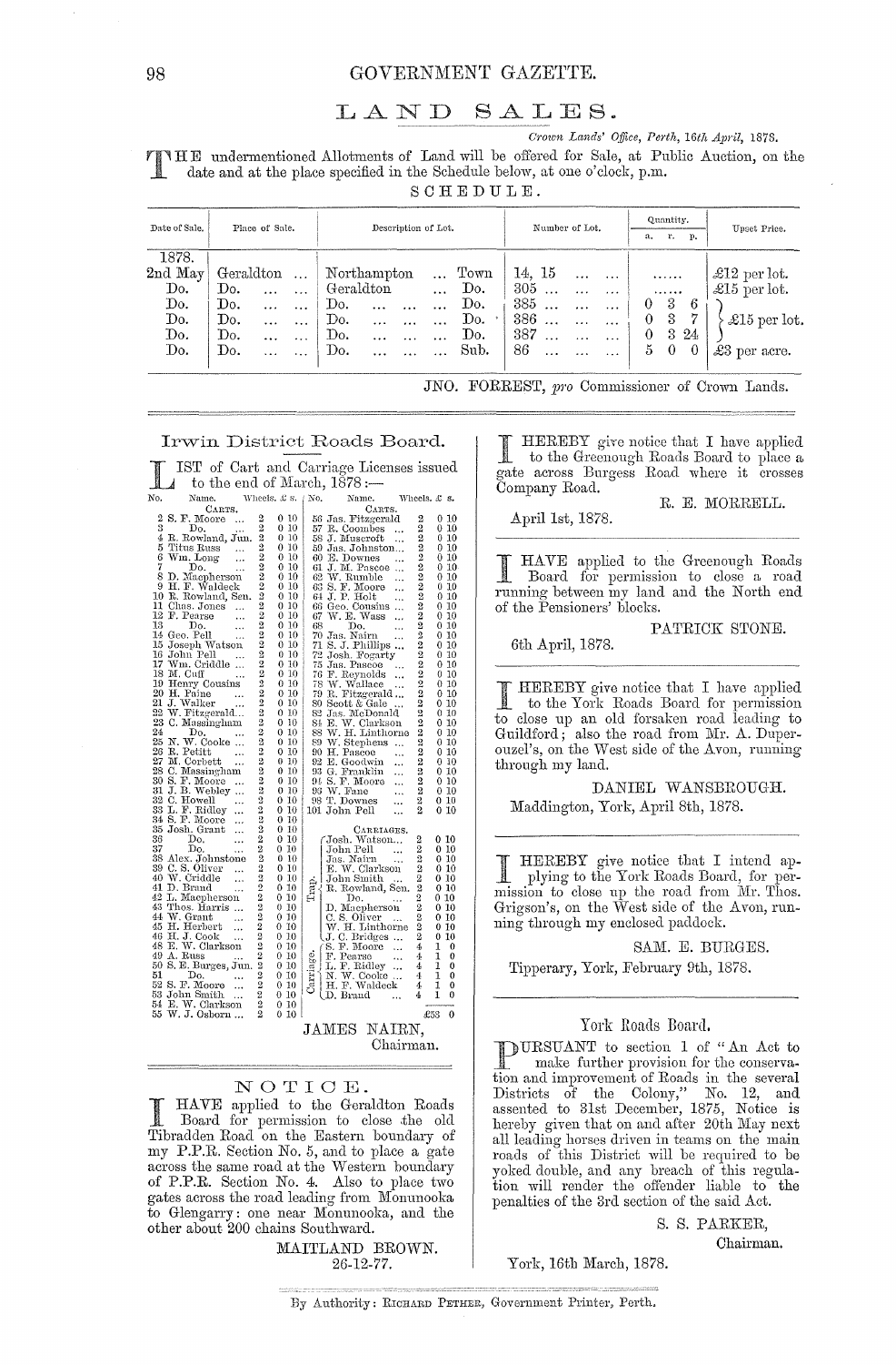# LAND SALES.

*Crown Lands' Office, Perth, 16th April, 1878.*

THE undermentioned Allotments of Land will be offered for Sale, at Public Auction, on the date and at the place specified in the Schedule below, at one o'clock, p.m.

SCHEDULE.

| Date of Sale. | Place of Sale. | Description of Lot. | | Number of Lot. | Quantity. a. r. p. | Upset Price. |
|---|---|---|---|---|---|---|
| 1878. | | | | | | |
| 2nd May | Geraldton ... | Northampton ... | Town | 14, 15 ... ... | ...... | £12 per lot. |
| Do. | Do. ... ... | Geraldton ... | Do. | 305 ... ... ... | ...... | £15 per lot. |
| Do. | Do. ... ... | Do. ... ... ... | Do. | 385 ... ... ... | 0 3 6 | £15 per lot. |
| Do. | Do. ... ... | Do. ... ... ... | Do. | 386 ... ... ... | 0 3 7 | |
| Do. | Do. ... ... | Do. ... ... ... | Do. | 387 ... ... ... | 0 3 24 | |
| Do. | Do. ... ... | Do. ... ... ... | Sub. | 86 ... ... ... | 5 0 0 | £3 per acre. |

JNO. FORREST, *pro* Commissioner of Crown Lands.

---

## Irwin District Roads Board.

LIST of Cart and Carriage Licenses issued to the end of March, 1878:—

| No. | Name. | Wheels. | £ s. | No. | Name. | Wheels. | £ s. |
|---|---|---|---|---|---|---|---|
| | CARTS. | | | | CARTS. | | |
| 2 | S. F. Moore ... | 2 | 0 10 | 56 | Jas. Fitzgerald | 2 | 0 10 |
| 3 | Do. ... | 2 | 0 10 | 57 | R. Coombes ... | 2 | 0 10 |
| 4 | R. Rowland, Jun. | 2 | 0 10 | 58 | J. Muscroft ... | 2 | 0 10 |
| 5 | Titus Russ ... | 2 | 0 10 | 59 | Jas. Johnston... | 2 | 0 10 |
| 6 | Wm. Long ... | 2 | 0 10 | 60 | E. Downes ... | 2 | 0 10 |
| 7 | Do. ... | 2 | 0 10 | 61 | J. M. Pascoe ... | 2 | 0 10 |
| 8 | D. Macpherson | 2 | 0 10 | 62 | W. Rumble ... | 2 | 0 10 |
| 9 | H. F. Waldeck | 2 | 0 10 | 63 | S. F. Moore ... | 2 | 0 10 |
| 10 | R. Rowland, Sen. | 2 | 0 10 | 64 | J. F. Holt ... | 2 | 0 10 |
| 11 | Chas. Jones ... | 2 | 0 10 | 66 | Geo. Cousins ... | 2 | 0 10 |
| 12 | F. Pearse ... | 2 | 0 10 | 67 | W. E. Wass ... | 2 | 0 10 |
| 13 | Do. ... | 2 | 0 10 | 68 | Do. ... | 2 | 0 10 |
| 14 | Geo. Pell ... | 2 | 0 10 | 70 | Jas. Nairn ... | 2 | 0 10 |
| 15 | Joseph Watson | 2 | 0 10 | 71 | S. J. Phillips ... | 2 | 0 10 |
| 16 | John Pell ... | 2 | 0 10 | 72 | Josh. Fogarty | 2 | 0 10 |
| 17 | Wm. Criddle ... | 2 | 0 10 | 75 | Jas. Pascoe ... | 2 | 0 10 |
| 18 | M. Cuff ... | 2 | 0 10 | 76 | F. Reynolds ... | 2 | 0 10 |
| 19 | Henry Cousins | 2 | 0 10 | 78 | W. Wallace ... | 2 | 0 10 |
| 20 | H. Paine ... | 2 | 0 10 | 79 | R. Fitzgerald... | 2 | 0 10 |
| 21 | J. Walker ... | 2 | 0 10 | 80 | Scott & Gale ... | 2 | 0 10 |
| 22 | W. Fitzgerald... | 2 | 0 10 | 82 | Jas. McDonald | 2 | 0 10 |
| 23 | C. Massingham | 2 | 0 10 | 84 | E. W. Clarkson | 2 | 0 10 |
| 24 | Do. ... | 2 | 0 10 | 88 | W. H. Linthorne | 2 | 0 10 |
| 25 | N. W. Cooke ... | 2 | 0 10 | 89 | W. Stephens ... | 2 | 0 10 |
| 26 | R. Petitt ... | 2 | 0 10 | 90 | H. Pascoe ... | 2 | 0 10 |
| 27 | M. Corbett ... | 2 | 0 10 | 92 | E. Goodwin ... | 2 | 0 10 |
| 28 | C. Massingham | 2 | 0 10 | 93 | G. Franklin ... | 2 | 0 10 |
| 30 | S. F. Moore ... | 2 | 0 10 | 94 | S. F. Moore ... | 2 | 0 10 |
| 31 | J. B. Webley ... | 2 | 0 10 | 95 | W. Fane ... | 2 | 0 10 |
| 32 | C. Howell ... | 2 | 0 10 | 98 | T. Downes ... | 2 | 0 10 |
| 33 | L. F. Ridley ... | 2 | 0 10 | 101 | John Pell ... | 2 | 0 10 |
| 34 | S. F. Moore ... | 2 | 0 10 | | | | |
| 35 | Josh. Grant ... | 2 | 0 10 | | CARRIAGES. | | |
| 36 | Do. ... | 2 | 0 10 | Trap. | Josh. Watson... | 2 | 0 10 |
| 37 | Do. ... | 2 | 0 10 | Trap. | John Pell ... | 2 | 0 10 |
| 38 | Alex. Johnstone | 2 | 0 10 | Trap. | Jas. Nairn ... | 2 | 0 10 |
| 39 | C. S. Oliver ... | 2 | 0 10 | Trap. | E. W. Clarkson | 2 | 0 10 |
| 40 | W. Criddle ... | 2 | 0 10 | Trap. | John Smith ... | 2 | 0 10 |
| 41 | D. Brand ... | 2 | 0 10 | Trap. | R. Rowland, Sen. | 2 | 0 10 |
| 42 | L. Macpherson | 2 | 0 10 | Trap. | Do. ... | 2 | 0 10 |
| 43 | Thos. Harris ... | 2 | 0 10 | Trap. | D. Macpherson | 2 | 0 10 |
| 44 | W. Grant ... | 2 | 0 10 | Trap. | C. S. Oliver ... | 2 | 0 10 |
| 45 | H. Herbert ... | 2 | 0 10 | Trap. | W. H. Linthorne | 2 | 0 10 |
| 46 | H. J. Cook ... | 2 | 0 10 | Trap. | J. C. Bridges ... | 2 | 0 10 |
| 48 | E. W. Clarkson | 2 | 0 10 | Carriage. | S. F. Moore ... | 4 | 1 0 |
| 49 | A. Russ ... | 2 | 0 10 | Carriage. | F. Pearse ... | 4 | 1 0 |
| 50 | S. E. Burges, Jun. | 2 | 0 10 | Carriage. | L. F. Ridley ... | 4 | 1 0 |
| 51 | Do. ... | 2 | 0 10 | Carriage. | N. W. Cooke ... | 4 | 1 0 |
| 52 | S. F. Moore ... | 2 | 0 10 | Carriage. | H. F. Waldeck | 4 | 1 0 |
| 53 | John Smith ... | 2 | 0 10 | Carriage. | D. Brand ... | 4 | 1 0 |
| 54 | E. W. Clarkson | 2 | 0 10 | | | | |
| 55 | W. J. Osborn ... | 2 | 0 10 | | | | £53 0 |

JAMES NAIRN,
Chairman.

---

## NOTICE.

I HAVE applied to the Geraldton Roads Board for permission to close the old Tibradden Road on the Eastern boundary of my P.P.R. Section No. 5, and to place a gate across the same road at the Western boundary of P.P.R. Section No. 4. Also to place two gates across the road leading from Monunooka to Glengarry: one near Monunooka, and the other about 200 chains Southward.

MAITLAND BROWN.
26-12-77.

---

I HEREBY give notice that I have applied to the Greenough Roads Board to place a gate across Burgess Road where it crosses Company Road.

R. E. MORRELL.

April 1st, 1878.

---

I HAVE applied to the Greenough Roads Board for permission to close a road running between my land and the North end of the Pensioners' blocks.

PATRICK STONE.

6th April, 1878.

---

I HEREBY give notice that I have applied to the York Roads Board for permission to close up an old forsaken road leading to Guildford; also the road from Mr. A. Duperouzel's, on the West side of the Avon, running through my land.

DANIEL WANSBROUGH.

Maddington, York, April 8th, 1878.

---

I HEREBY give notice that I intend applying to the York Roads Board, for permission to close up the road from Mr. Thos. Grigson's, on the West side of the Avon, running through my enclosed paddock.

SAM. E. BURGES.

Tipperary, York, February 9th, 1878.

---

## York Roads Board.

PURSUANT to section 1 of "An Act to make further provision for the conservation and improvement of Roads in the several Districts of the Colony," No. 12, and assented to 31st December, 1875, Notice is hereby given that on and after 20th May next all leading horses driven in teams on the main roads of this District will be required to be yoked double, and any breach of this regulation will render the offender liable to the penalties of the 3rd section of the said Act.

S. S. PARKER,
Chairman.

York, 16th March, 1878.

---

By Authority: RICHARD PETHER, Government Printer, Perth.